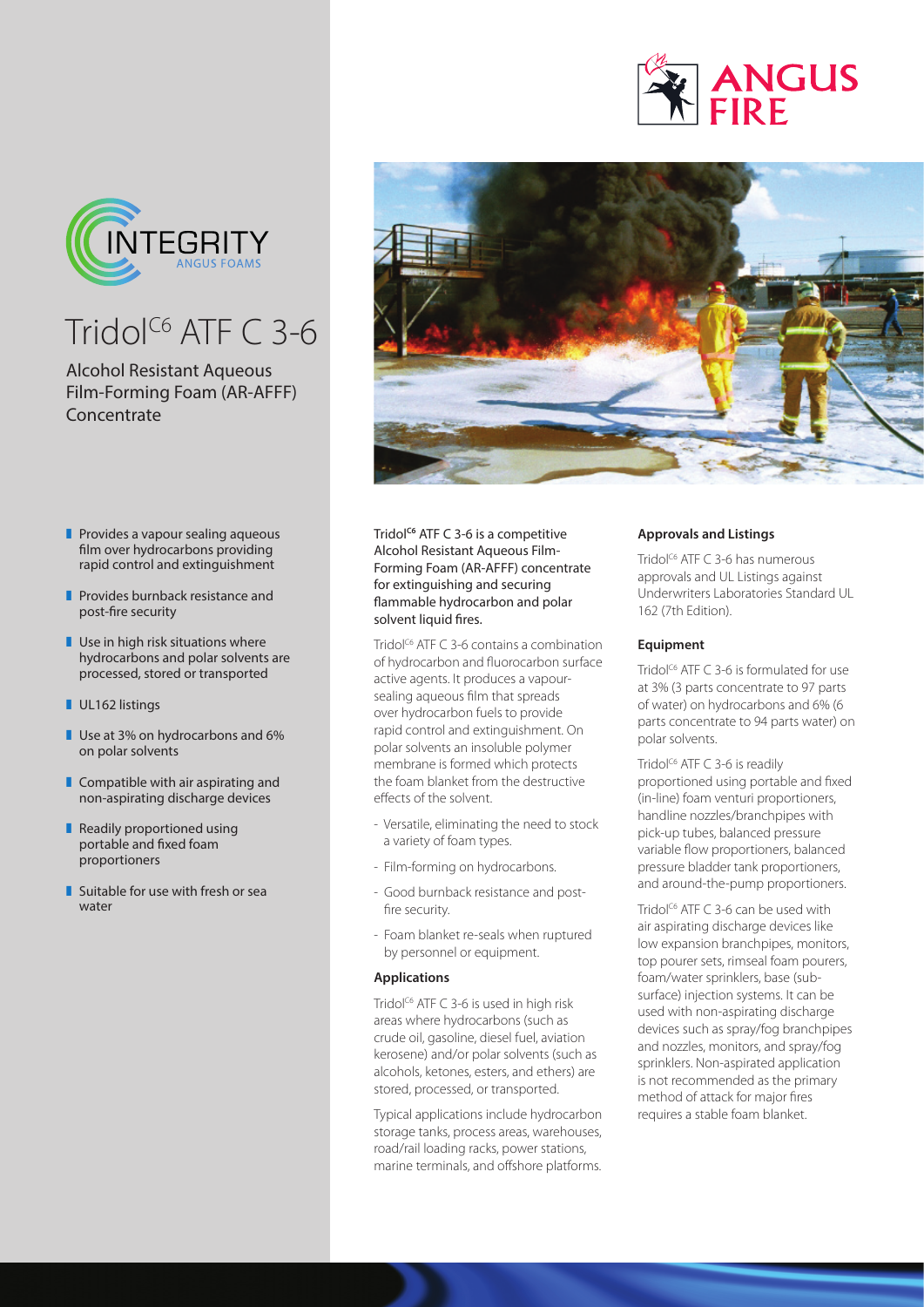ANGUS FIRE

INTEGRITY
ANGUS FOAMS

# Tridol$^{C6}$ ATF C 3-6

Alcohol Resistant Aqueous Film-Forming Foam (AR-AFFF) Concentrate

- Provides a vapour sealing aqueous film over hydrocarbons providing rapid control and extinguishment
- Provides burnback resistance and post-fire security
- Use in high risk situations where hydrocarbons and polar solvents are processed, stored or transported
- UL162 listings
- Use at 3% on hydrocarbons and 6% on polar solvents
- Compatible with air aspirating and non-aspirating discharge devices
- Readily proportioned using portable and fixed foam proportioners
- Suitable for use with fresh or sea water

**Tridol$^{C6}$ ATF C 3-6 is a competitive Alcohol Resistant Aqueous Film-Forming Foam (AR-AFFF) concentrate for extinguishing and securing flammable hydrocarbon and polar solvent liquid fires.**

Tridol$^{C6}$ ATF C 3-6 contains a combination of hydrocarbon and fluorocarbon surface active agents. It produces a vapour-sealing aqueous film that spreads over hydrocarbon fuels to provide rapid control and extinguishment. On polar solvents an insoluble polymer membrane is formed which protects the foam blanket from the destructive effects of the solvent.

- Versatile, eliminating the need to stock a variety of foam types.
- Film-forming on hydrocarbons.
- Good burnback resistance and post-fire security.
- Foam blanket re-seals when ruptured by personnel or equipment.

### Applications

Tridol$^{C6}$ ATF C 3-6 is used in high risk areas where hydrocarbons (such as crude oil, gasoline, diesel fuel, aviation kerosene) and/or polar solvents (such as alcohols, ketones, esters, and ethers) are stored, processed, or transported.

Typical applications include hydrocarbon storage tanks, process areas, warehouses, road/rail loading racks, power stations, marine terminals, and offshore platforms.

### Approvals and Listings

Tridol$^{C6}$ ATF C 3-6 has numerous approvals and UL Listings against Underwriters Laboratories Standard UL 162 (7th Edition).

### Equipment

Tridol$^{C6}$ ATF C 3-6 is formulated for use at 3% (3 parts concentrate to 97 parts of water) on hydrocarbons and 6% (6 parts concentrate to 94 parts water) on polar solvents.

Tridol$^{C6}$ ATF C 3-6 is readily proportioned using portable and fixed (in-line) foam venturi proportioners, handline nozzles/branchpipes with pick-up tubes, balanced pressure variable flow proportioners, balanced pressure bladder tank proportioners, and around-the-pump proportioners.

Tridol$^{C6}$ ATF C 3-6 can be used with air aspirating discharge devices like low expansion branchpipes, monitors, top pourer sets, rimseal foam pourers, foam/water sprinklers, base (sub-surface) injection systems. It can be used with non-aspirating discharge devices such as spray/fog branchpipes and nozzles, monitors, and spray/fog sprinklers. Non-aspirated application is not recommended as the primary method of attack for major fires requires a stable foam blanket.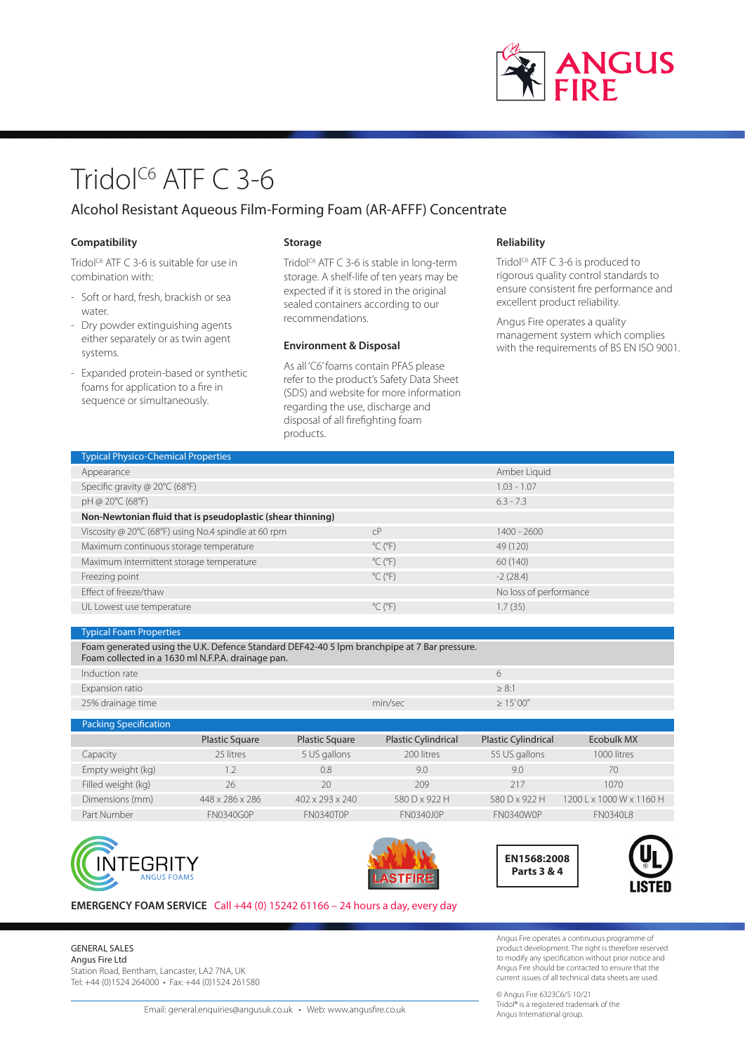# Tridol$^{C6}$ ATF C 3-6

## Alcohol Resistant Aqueous Film-Forming Foam (AR-AFFF) Concentrate

### Compatibility

Tridol$^{C6}$ ATF C 3-6 is suitable for use in combination with:

- Soft or hard, fresh, brackish or sea water.
- Dry powder extinguishing agents either separately or as twin agent systems.
- Expanded protein-based or synthetic foams for application to a fire in sequence or simultaneously.

### Storage

Tridol$^{C6}$ ATF C 3-6 is stable in long-term storage. A shelf-life of ten years may be expected if it is stored in the original sealed containers according to our recommendations.

### Environment & Disposal

As all 'C6' foams contain PFAS please refer to the product's Safety Data Sheet (SDS) and website for more information regarding the use, discharge and disposal of all firefighting foam products.

### Reliability

Tridol$^{C6}$ ATF C 3-6 is produced to rigorous quality control standards to ensure consistent fire performance and excellent product reliability.

Angus Fire operates a quality management system which complies with the requirements of BS EN ISO 9001.

| Typical Physico-Chemical Properties | | |
|---|---|---|
| Appearance | | Amber Liquid |
| Specific gravity @ 20°C (68°F) | | 1.03 - 1.07 |
| pH @ 20°C (68°F) | | 6.3 - 7.3 |
| **Non-Newtonian fluid that is pseudoplastic (shear thinning)** | | |
| Viscosity @ 20°C (68°F) using No.4 spindle at 60 rpm | cP | 1400 - 2600 |
| Maximum continuous storage temperature | °C (°F) | 49 (120) |
| Maximum intermittent storage temperature | °C (°F) | 60 (140) |
| Freezing point | °C (°F) | -2 (28.4) |
| Effect of freeze/thaw | | No loss of performance |
| UL Lowest use temperature | °C (°F) | 1.7 (35) |

| Typical Foam Properties | | |
|---|---|---|
| Foam generated using the U.K. Defence Standard DEF42-40 5 lpm branchpipe at 7 Bar pressure. Foam collected in a 1630 ml N.F.P.A. drainage pan. | | |
| Induction rate | | 6 |
| Expansion ratio | | ≥ 8:1 |
| 25% drainage time | min/sec | ≥ 15'00" |

| Packing Specification | Plastic Square | Plastic Square | Plastic Cylindrical | Plastic Cylindrical | Ecobulk MX |
|---|---|---|---|---|---|
| Capacity | 25 litres | 5 US gallons | 200 litres | 55 US gallons | 1000 litres |
| Empty weight (kg) | 1.2 | 0.8 | 9.0 | 9.0 | 70 |
| Filled weight (kg) | 26 | 20 | 209 | 217 | 1070 |
| Dimensions (mm) | 448 x 286 x 286 | 402 x 293 x 240 | 580 D x 922 H | 580 D x 922 H | 1200 L x 1000 W x 1160 H |
| Part Number | FN0340G0P | FN0340T0P | FN0340J0P | FN0340W0P | FN0340L8 |

INTEGRITY ANGUS FOAMS

LASTFIRE

EN1568:2008 Parts 3 & 4

UL LISTED

**EMERGENCY FOAM SERVICE** Call +44 (0) 15242 61166 – 24 hours a day, every day

GENERAL SALES
Angus Fire Ltd
Station Road, Bentham, Lancaster, LA2 7NA, UK
Tel: +44 (0)1524 264000 • Fax: +44 (0)1524 261580

Email: general.enquiries@angusuk.co.uk • Web: www.angusfire.co.uk

Angus Fire operates a continuous programme of product development. The right is therefore reserved to modify any specification without prior notice and Angus Fire should be contacted to ensure that the current issues of all technical data sheets are used.

© Angus Fire 6323C6/5 10/21
Tridol® is a registered trademark of the Angus International group.